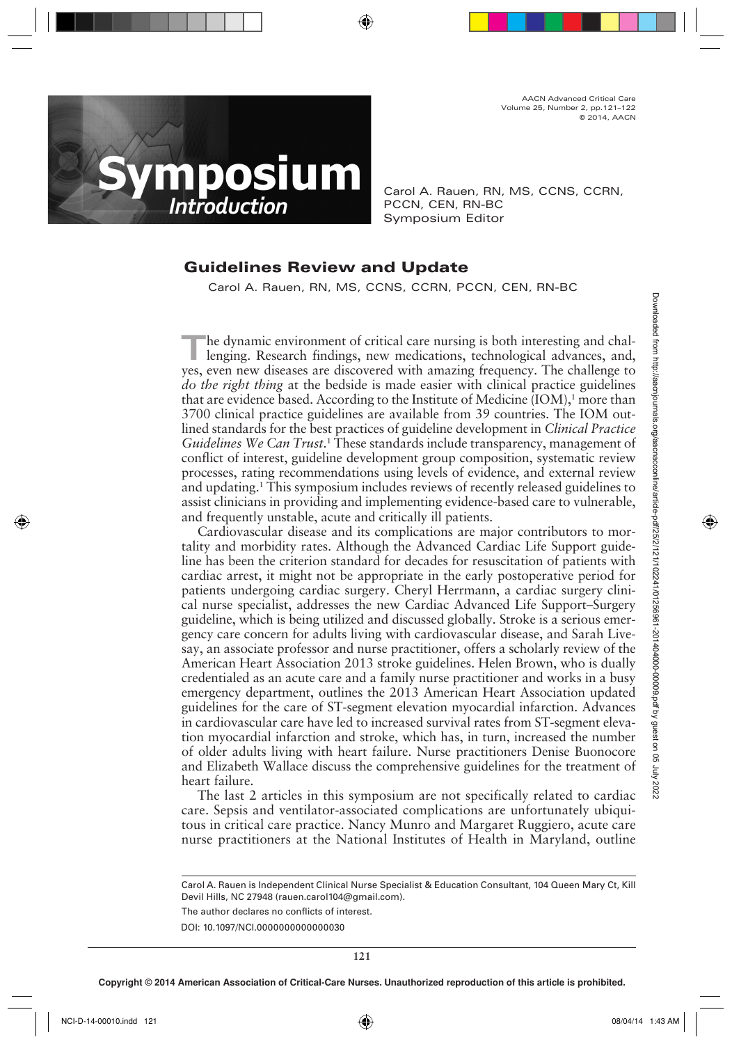Symposium Introduction

Carol A. Rauen, RN, MS, CCNS, CCRN, PCCN, CEN, RN-BC
Symposium Editor

## Guidelines Review and Update

Carol A. Rauen, RN, MS, CCNS, CCRN, PCCN, CEN, RN-BC

The dynamic environment of critical care nursing is both interesting and challenging. Research findings, new medications, technological advances, and, yes, even new diseases are discovered with amazing frequency. The challenge to *do the right thing* at the bedside is made easier with clinical practice guidelines that are evidence based. According to the Institute of Medicine (IOM),[1] more than 3700 clinical practice guidelines are available from 39 countries. The IOM outlined standards for the best practices of guideline development in *Clinical Practice Guidelines We Can Trust*.[1] These standards include transparency, management of conflict of interest, guideline development group composition, systematic review processes, rating recommendations using levels of evidence, and external review and updating.[1] This symposium includes reviews of recently released guidelines to assist clinicians in providing and implementing evidence-based care to vulnerable, and frequently unstable, acute and critically ill patients.

Cardiovascular disease and its complications are major contributors to mortality and morbidity rates. Although the Advanced Cardiac Life Support guideline has been the criterion standard for decades for resuscitation of patients with cardiac arrest, it might not be appropriate in the early postoperative period for patients undergoing cardiac surgery. Cheryl Herrmann, a cardiac surgery clinical nurse specialist, addresses the new Cardiac Advanced Life Support–Surgery guideline, which is being utilized and discussed globally. Stroke is a serious emergency care concern for adults living with cardiovascular disease, and Sarah Livesay, an associate professor and nurse practitioner, offers a scholarly review of the American Heart Association 2013 stroke guidelines. Helen Brown, who is dually credentialed as an acute care and a family nurse practitioner and works in a busy emergency department, outlines the 2013 American Heart Association updated guidelines for the care of ST-segment elevation myocardial infarction. Advances in cardiovascular care have led to increased survival rates from ST-segment elevation myocardial infarction and stroke, which has, in turn, increased the number of older adults living with heart failure. Nurse practitioners Denise Buonocore and Elizabeth Wallace discuss the comprehensive guidelines for the treatment of heart failure.

The last 2 articles in this symposium are not specifically related to cardiac care. Sepsis and ventilator-associated complications are unfortunately ubiquitous in critical care practice. Nancy Munro and Margaret Ruggiero, acute care nurse practitioners at the National Institutes of Health in Maryland, outline

---

Carol A. Rauen is Independent Clinical Nurse Specialist & Education Consultant, 104 Queen Mary Ct, Kill Devil Hills, NC 27948 (rauen.carol104@gmail.com).

The author declares no conflicts of interest.

DOI: 10.1097/NCI.0000000000000030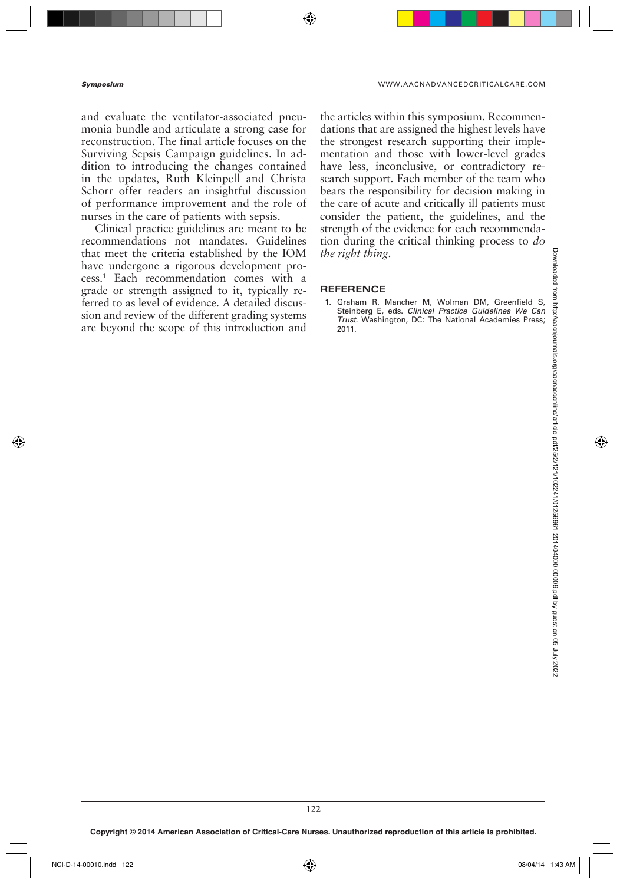and evaluate the ventilator-associated pneumonia bundle and articulate a strong case for reconstruction. The final article focuses on the Surviving Sepsis Campaign guidelines. In addition to introducing the changes contained in the updates, Ruth Kleinpell and Christa Schorr offer readers an insightful discussion of performance improvement and the role of nurses in the care of patients with sepsis.

Clinical practice guidelines are meant to be recommendations not mandates. Guidelines that meet the criteria established by the IOM have undergone a rigorous development process.[1] Each recommendation comes with a grade or strength assigned to it, typically referred to as level of evidence. A detailed discussion and review of the different grading systems are beyond the scope of this introduction and the articles within this symposium. Recommendations that are assigned the highest levels have the strongest research supporting their implementation and those with lower-level grades have less, inconclusive, or contradictory research support. Each member of the team who bears the responsibility for decision making in the care of acute and critically ill patients must consider the patient, the guidelines, and the strength of the evidence for each recommendation during the critical thinking process to *do the right thing*.

## REFERENCE

1. Graham R, Mancher M, Wolman DM, Greenfield S, Steinberg E, eds. *Clinical Practice Guidelines We Can Trust*. Washington, DC: The National Academies Press; 2011.